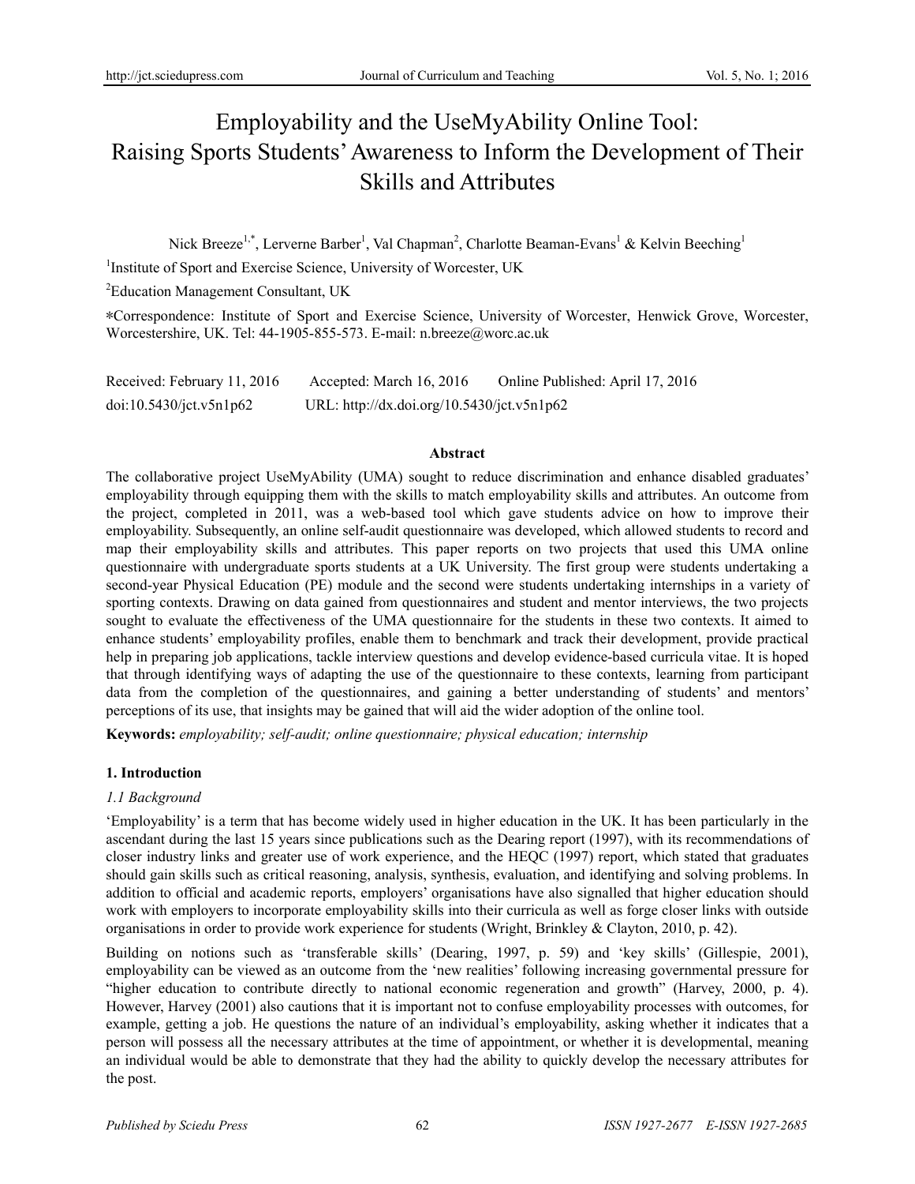# Employability and the UseMyAbility Online Tool: Raising Sports Students' Awareness to Inform the Development of Their Skills and Attributes

Nick Breeze[1,*], Lerverne Barber[1], Val Chapman[2], Charlotte Beaman-Evans[1] & Kelvin Beeching[1]

[1]Institute of Sport and Exercise Science, University of Worcester, UK

[2]Education Management Consultant, UK

*Correspondence: Institute of Sport and Exercise Science, University of Worcester, Henwick Grove, Worcester, Worcestershire, UK. Tel: 44-1905-855-573. E-mail: n.breeze@worc.ac.uk

Received: February 11, 2016 Accepted: March 16, 2016 Online Published: April 17, 2016

doi:10.5430/jct.v5n1p62 URL: http://dx.doi.org/10.5430/jct.v5n1p62

## Abstract

The collaborative project UseMyAbility (UMA) sought to reduce discrimination and enhance disabled graduates' employability through equipping them with the skills to match employability skills and attributes. An outcome from the project, completed in 2011, was a web-based tool which gave students advice on how to improve their employability. Subsequently, an online self-audit questionnaire was developed, which allowed students to record and map their employability skills and attributes. This paper reports on two projects that used this UMA online questionnaire with undergraduate sports students at a UK University. The first group were students undertaking a second-year Physical Education (PE) module and the second were students undertaking internships in a variety of sporting contexts. Drawing on data gained from questionnaires and student and mentor interviews, the two projects sought to evaluate the effectiveness of the UMA questionnaire for the students in these two contexts. It aimed to enhance students' employability profiles, enable them to benchmark and track their development, provide practical help in preparing job applications, tackle interview questions and develop evidence-based curricula vitae. It is hoped that through identifying ways of adapting the use of the questionnaire to these contexts, learning from participant data from the completion of the questionnaires, and gaining a better understanding of students' and mentors' perceptions of its use, that insights may be gained that will aid the wider adoption of the online tool.

**Keywords:** *employability; self-audit; online questionnaire; physical education; internship*

## 1. Introduction

### *1.1 Background*

'Employability' is a term that has become widely used in higher education in the UK. It has been particularly in the ascendant during the last 15 years since publications such as the Dearing report (1997), with its recommendations of closer industry links and greater use of work experience, and the HEQC (1997) report, which stated that graduates should gain skills such as critical reasoning, analysis, synthesis, evaluation, and identifying and solving problems. In addition to official and academic reports, employers' organisations have also signalled that higher education should work with employers to incorporate employability skills into their curricula as well as forge closer links with outside organisations in order to provide work experience for students (Wright, Brinkley & Clayton, 2010, p. 42).

Building on notions such as 'transferable skills' (Dearing, 1997, p. 59) and 'key skills' (Gillespie, 2001), employability can be viewed as an outcome from the 'new realities' following increasing governmental pressure for "higher education to contribute directly to national economic regeneration and growth" (Harvey, 2000, p. 4). However, Harvey (2001) also cautions that it is important not to confuse employability processes with outcomes, for example, getting a job. He questions the nature of an individual's employability, asking whether it indicates that a person will possess all the necessary attributes at the time of appointment, or whether it is developmental, meaning an individual would be able to demonstrate that they had the ability to quickly develop the necessary attributes for the post.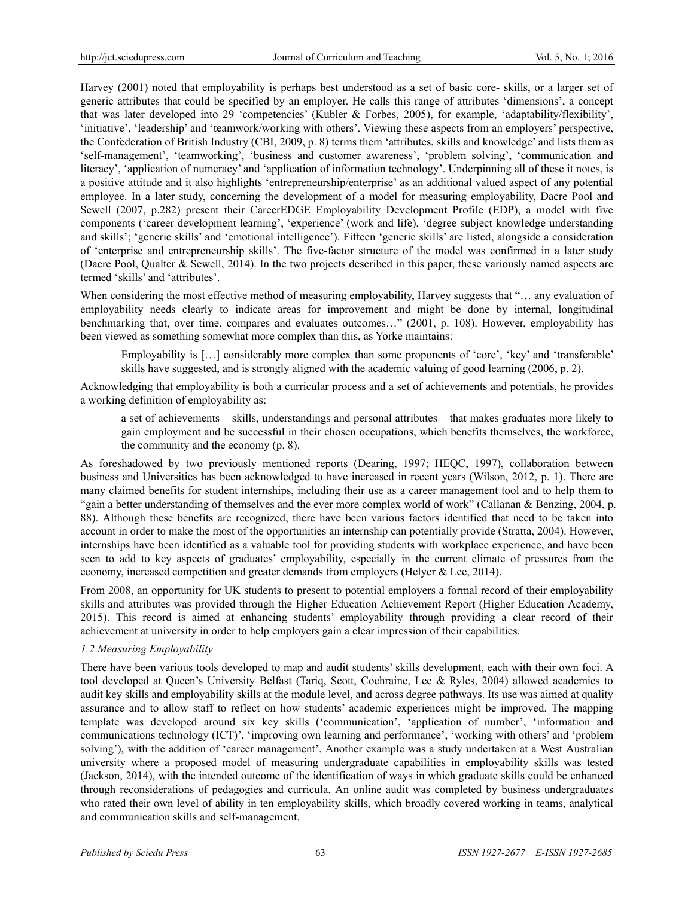Harvey (2001) noted that employability is perhaps best understood as a set of basic core- skills, or a larger set of generic attributes that could be specified by an employer. He calls this range of attributes 'dimensions', a concept that was later developed into 29 'competencies' (Kubler & Forbes, 2005), for example, 'adaptability/flexibility', 'initiative', 'leadership' and 'teamwork/working with others'. Viewing these aspects from an employers' perspective, the Confederation of British Industry (CBI, 2009, p. 8) terms them 'attributes, skills and knowledge' and lists them as 'self-management', 'teamworking', 'business and customer awareness', 'problem solving', 'communication and literacy', 'application of numeracy' and 'application of information technology'. Underpinning all of these it notes, is a positive attitude and it also highlights 'entrepreneurship/enterprise' as an additional valued aspect of any potential employee. In a later study, concerning the development of a model for measuring employability, Dacre Pool and Sewell (2007, p.282) present their CareerEDGE Employability Development Profile (EDP), a model with five components ('career development learning', 'experience' (work and life), 'degree subject knowledge understanding and skills'; 'generic skills' and 'emotional intelligence'). Fifteen 'generic skills' are listed, alongside a consideration of 'enterprise and entrepreneurship skills'. The five-factor structure of the model was confirmed in a later study (Dacre Pool, Qualter & Sewell, 2014). In the two projects described in this paper, these variously named aspects are termed 'skills' and 'attributes'.

When considering the most effective method of measuring employability, Harvey suggests that "… any evaluation of employability needs clearly to indicate areas for improvement and might be done by internal, longitudinal benchmarking that, over time, compares and evaluates outcomes…" (2001, p. 108). However, employability has been viewed as something somewhat more complex than this, as Yorke maintains:

> Employability is […] considerably more complex than some proponents of 'core', 'key' and 'transferable' skills have suggested, and is strongly aligned with the academic valuing of good learning (2006, p. 2).

Acknowledging that employability is both a curricular process and a set of achievements and potentials, he provides a working definition of employability as:

> a set of achievements – skills, understandings and personal attributes – that makes graduates more likely to gain employment and be successful in their chosen occupations, which benefits themselves, the workforce, the community and the economy (p. 8).

As foreshadowed by two previously mentioned reports (Dearing, 1997; HEQC, 1997), collaboration between business and Universities has been acknowledged to have increased in recent years (Wilson, 2012, p. 1). There are many claimed benefits for student internships, including their use as a career management tool and to help them to "gain a better understanding of themselves and the ever more complex world of work" (Callanan & Benzing, 2004, p. 88). Although these benefits are recognized, there have been various factors identified that need to be taken into account in order to make the most of the opportunities an internship can potentially provide (Stratta, 2004). However, internships have been identified as a valuable tool for providing students with workplace experience, and have been seen to add to key aspects of graduates' employability, especially in the current climate of pressures from the economy, increased competition and greater demands from employers (Helyer & Lee, 2014).

From 2008, an opportunity for UK students to present to potential employers a formal record of their employability skills and attributes was provided through the Higher Education Achievement Report (Higher Education Academy, 2015). This record is aimed at enhancing students' employability through providing a clear record of their achievement at university in order to help employers gain a clear impression of their capabilities.

### *1.2 Measuring Employability*

There have been various tools developed to map and audit students' skills development, each with their own foci. A tool developed at Queen's University Belfast (Tariq, Scott, Cochraine, Lee & Ryles, 2004) allowed academics to audit key skills and employability skills at the module level, and across degree pathways. Its use was aimed at quality assurance and to allow staff to reflect on how students' academic experiences might be improved. The mapping template was developed around six key skills ('communication', 'application of number', 'information and communications technology (ICT)', 'improving own learning and performance', 'working with others' and 'problem solving'), with the addition of 'career management'. Another example was a study undertaken at a West Australian university where a proposed model of measuring undergraduate capabilities in employability skills was tested (Jackson, 2014), with the intended outcome of the identification of ways in which graduate skills could be enhanced through reconsiderations of pedagogies and curricula. An online audit was completed by business undergraduates who rated their own level of ability in ten employability skills, which broadly covered working in teams, analytical and communication skills and self-management.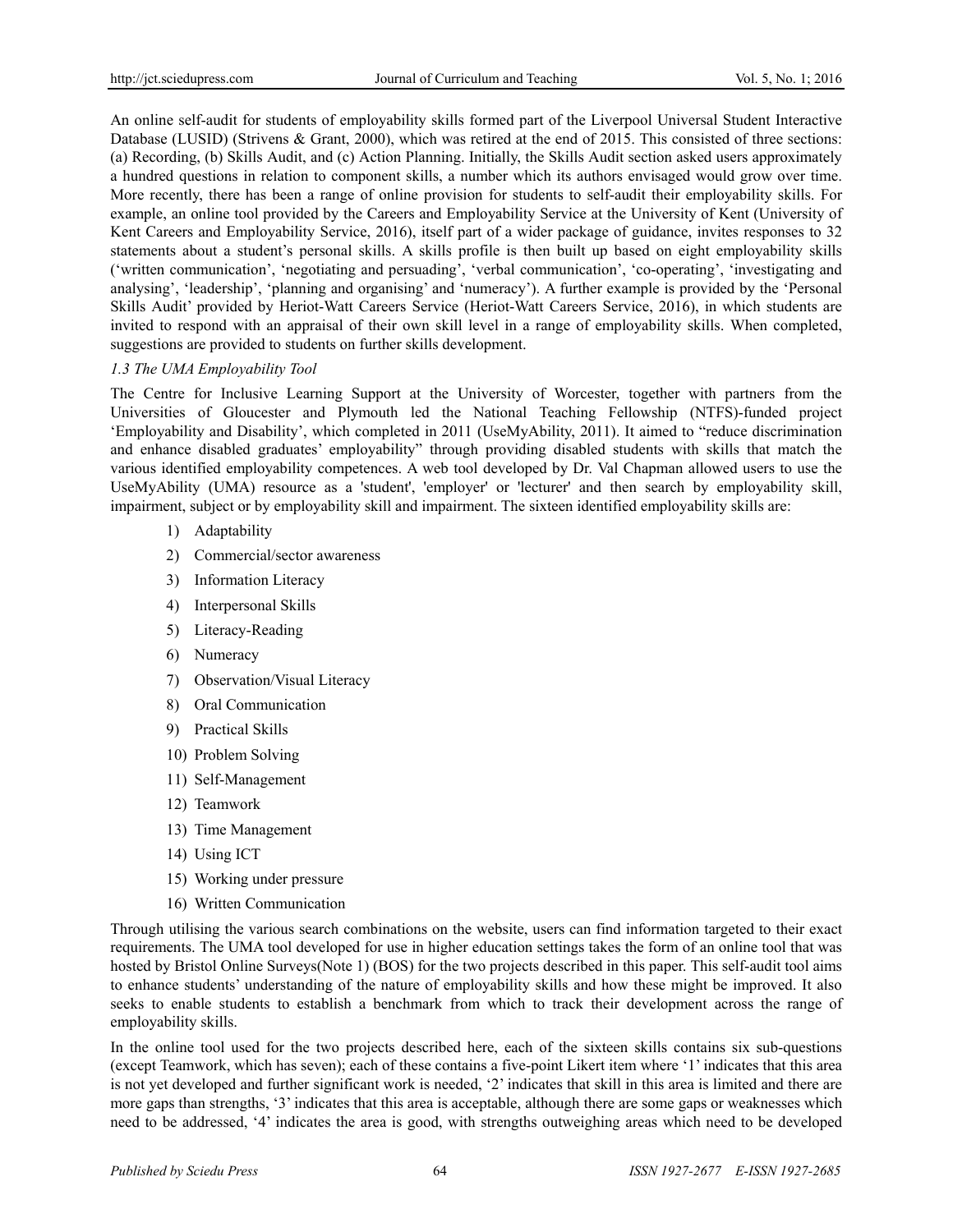An online self-audit for students of employability skills formed part of the Liverpool Universal Student Interactive Database (LUSID) (Strivens & Grant, 2000), which was retired at the end of 2015. This consisted of three sections: (a) Recording, (b) Skills Audit, and (c) Action Planning. Initially, the Skills Audit section asked users approximately a hundred questions in relation to component skills, a number which its authors envisaged would grow over time. More recently, there has been a range of online provision for students to self-audit their employability skills. For example, an online tool provided by the Careers and Employability Service at the University of Kent (University of Kent Careers and Employability Service, 2016), itself part of a wider package of guidance, invites responses to 32 statements about a student's personal skills. A skills profile is then built up based on eight employability skills ('written communication', 'negotiating and persuading', 'verbal communication', 'co-operating', 'investigating and analysing', 'leadership', 'planning and organising' and 'numeracy'). A further example is provided by the 'Personal Skills Audit' provided by Heriot-Watt Careers Service (Heriot-Watt Careers Service, 2016), in which students are invited to respond with an appraisal of their own skill level in a range of employability skills. When completed, suggestions are provided to students on further skills development.

### *1.3 The UMA Employability Tool*

The Centre for Inclusive Learning Support at the University of Worcester, together with partners from the Universities of Gloucester and Plymouth led the National Teaching Fellowship (NTFS)-funded project 'Employability and Disability', which completed in 2011 (UseMyAbility, 2011). It aimed to "reduce discrimination and enhance disabled graduates' employability" through providing disabled students with skills that match the various identified employability competences. A web tool developed by Dr. Val Chapman allowed users to use the UseMyAbility (UMA) resource as a 'student', 'employer' or 'lecturer' and then search by employability skill, impairment, subject or by employability skill and impairment. The sixteen identified employability skills are:

1) Adaptability
2) Commercial/sector awareness
3) Information Literacy
4) Interpersonal Skills
5) Literacy-Reading
6) Numeracy
7) Observation/Visual Literacy
8) Oral Communication
9) Practical Skills
10) Problem Solving
11) Self-Management
12) Teamwork
13) Time Management
14) Using ICT
15) Working under pressure
16) Written Communication

Through utilising the various search combinations on the website, users can find information targeted to their exact requirements. The UMA tool developed for use in higher education settings takes the form of an online tool that was hosted by Bristol Online Surveys(Note 1) (BOS) for the two projects described in this paper. This self-audit tool aims to enhance students' understanding of the nature of employability skills and how these might be improved. It also seeks to enable students to establish a benchmark from which to track their development across the range of employability skills.

In the online tool used for the two projects described here, each of the sixteen skills contains six sub-questions (except Teamwork, which has seven); each of these contains a five-point Likert item where '1' indicates that this area is not yet developed and further significant work is needed, '2' indicates that skill in this area is limited and there are more gaps than strengths, '3' indicates that this area is acceptable, although there are some gaps or weaknesses which need to be addressed, '4' indicates the area is good, with strengths outweighing areas which need to be developed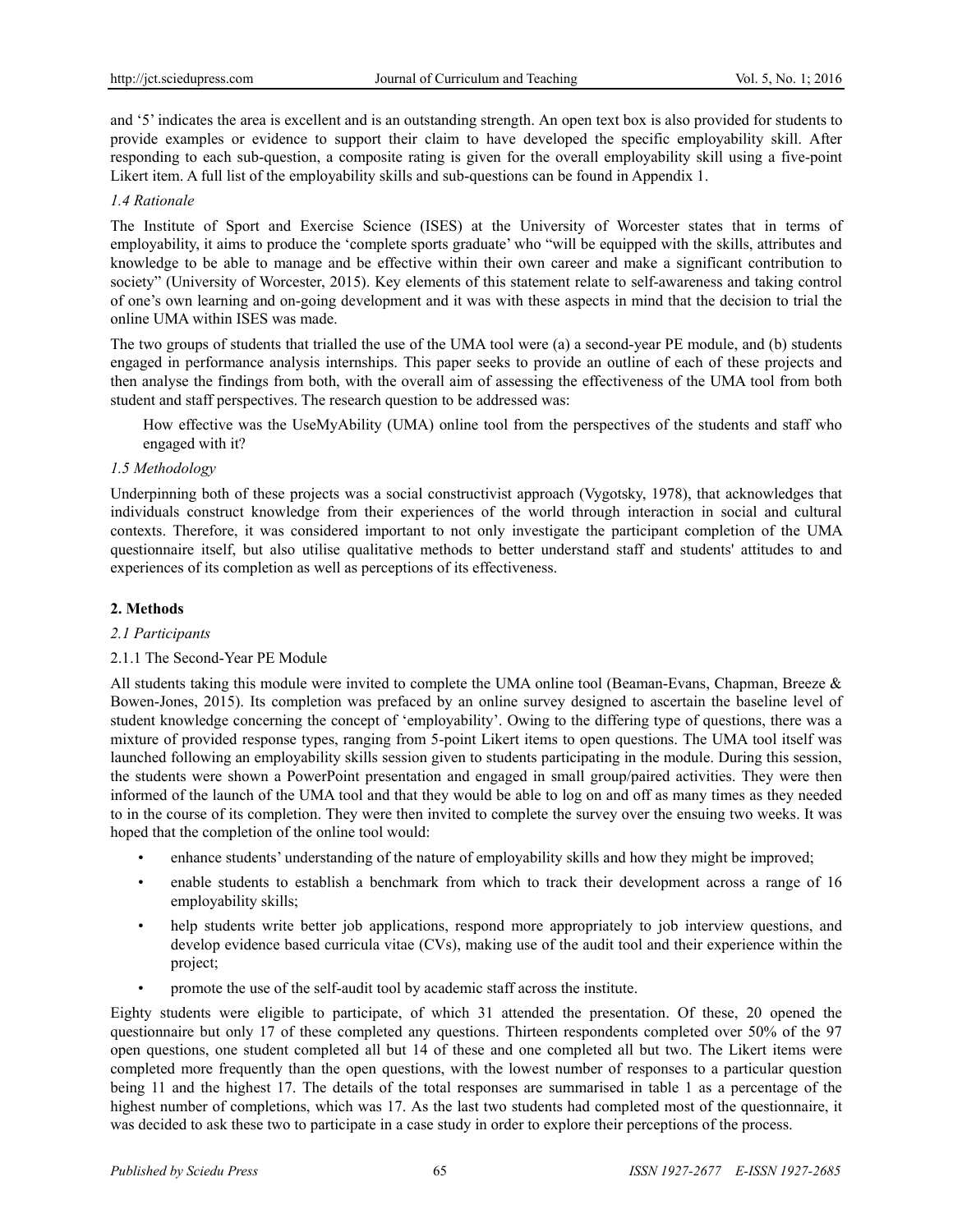and '5' indicates the area is excellent and is an outstanding strength. An open text box is also provided for students to provide examples or evidence to support their claim to have developed the specific employability skill. After responding to each sub-question, a composite rating is given for the overall employability skill using a five-point Likert item. A full list of the employability skills and sub-questions can be found in Appendix 1.

### *1.4 Rationale*

The Institute of Sport and Exercise Science (ISES) at the University of Worcester states that in terms of employability, it aims to produce the 'complete sports graduate' who "will be equipped with the skills, attributes and knowledge to be able to manage and be effective within their own career and make a significant contribution to society" (University of Worcester, 2015). Key elements of this statement relate to self-awareness and taking control of one's own learning and on-going development and it was with these aspects in mind that the decision to trial the online UMA within ISES was made.

The two groups of students that trialled the use of the UMA tool were (a) a second-year PE module, and (b) students engaged in performance analysis internships. This paper seeks to provide an outline of each of these projects and then analyse the findings from both, with the overall aim of assessing the effectiveness of the UMA tool from both student and staff perspectives. The research question to be addressed was:

> How effective was the UseMyAbility (UMA) online tool from the perspectives of the students and staff who engaged with it?

### *1.5 Methodology*

Underpinning both of these projects was a social constructivist approach (Vygotsky, 1978), that acknowledges that individuals construct knowledge from their experiences of the world through interaction in social and cultural contexts. Therefore, it was considered important to not only investigate the participant completion of the UMA questionnaire itself, but also utilise qualitative methods to better understand staff and students' attitudes to and experiences of its completion as well as perceptions of its effectiveness.

## 2. Methods

### *2.1 Participants*

#### 2.1.1 The Second-Year PE Module

All students taking this module were invited to complete the UMA online tool (Beaman-Evans, Chapman, Breeze & Bowen-Jones, 2015). Its completion was prefaced by an online survey designed to ascertain the baseline level of student knowledge concerning the concept of 'employability'. Owing to the differing type of questions, there was a mixture of provided response types, ranging from 5-point Likert items to open questions. The UMA tool itself was launched following an employability skills session given to students participating in the module. During this session, the students were shown a PowerPoint presentation and engaged in small group/paired activities. They were then informed of the launch of the UMA tool and that they would be able to log on and off as many times as they needed to in the course of its completion. They were then invited to complete the survey over the ensuing two weeks. It was hoped that the completion of the online tool would:

- enhance students' understanding of the nature of employability skills and how they might be improved;
- enable students to establish a benchmark from which to track their development across a range of 16 employability skills;
- help students write better job applications, respond more appropriately to job interview questions, and develop evidence based curricula vitae (CVs), making use of the audit tool and their experience within the project;
- promote the use of the self-audit tool by academic staff across the institute.

Eighty students were eligible to participate, of which 31 attended the presentation. Of these, 20 opened the questionnaire but only 17 of these completed any questions. Thirteen respondents completed over 50% of the 97 open questions, one student completed all but 14 of these and one completed all but two. The Likert items were completed more frequently than the open questions, with the lowest number of responses to a particular question being 11 and the highest 17. The details of the total responses are summarised in table 1 as a percentage of the highest number of completions, which was 17. As the last two students had completed most of the questionnaire, it was decided to ask these two to participate in a case study in order to explore their perceptions of the process.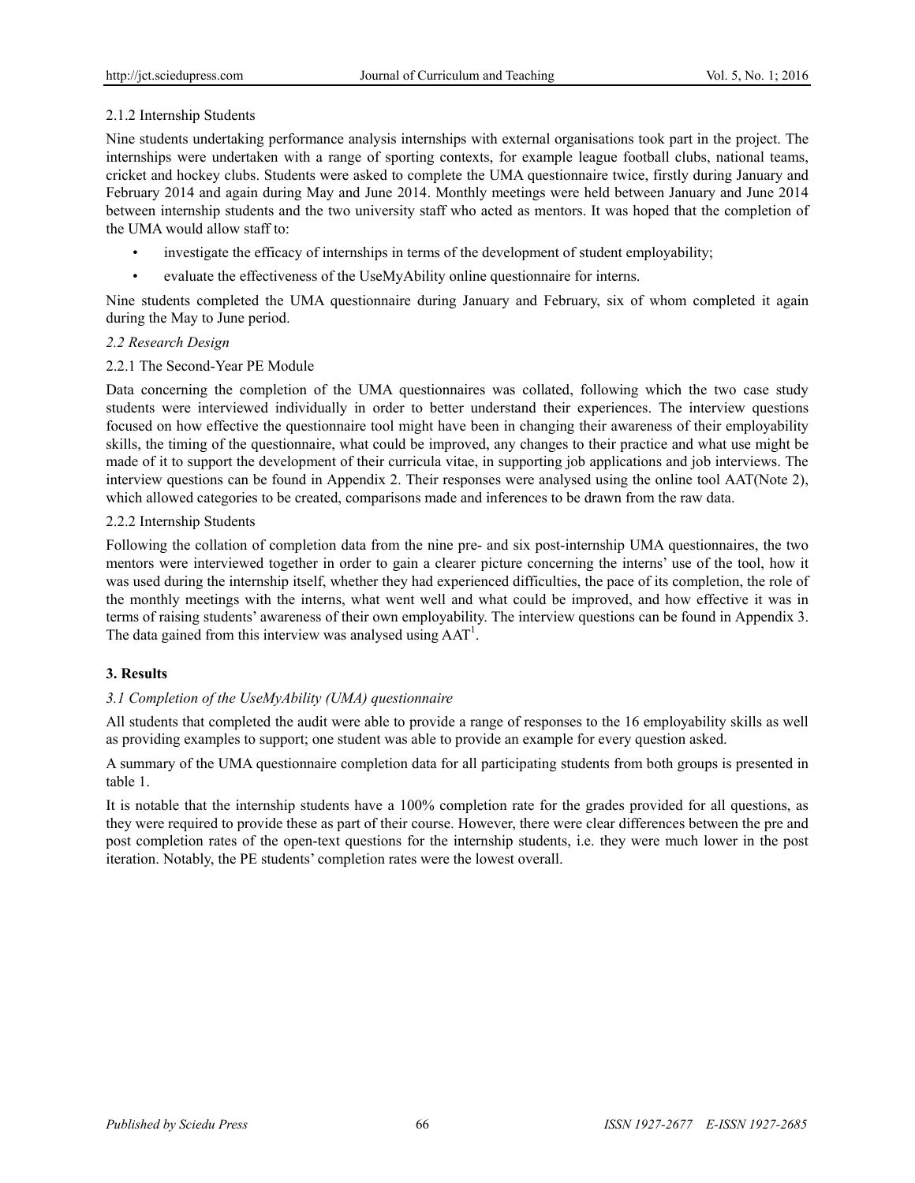2.1.2 Internship Students

Nine students undertaking performance analysis internships with external organisations took part in the project. The internships were undertaken with a range of sporting contexts, for example league football clubs, national teams, cricket and hockey clubs. Students were asked to complete the UMA questionnaire twice, firstly during January and February 2014 and again during May and June 2014. Monthly meetings were held between January and June 2014 between internship students and the two university staff who acted as mentors. It was hoped that the completion of the UMA would allow staff to:

- investigate the efficacy of internships in terms of the development of student employability;
- evaluate the effectiveness of the UseMyAbility online questionnaire for interns.

Nine students completed the UMA questionnaire during January and February, six of whom completed it again during the May to June period.

*2.2 Research Design*

2.2.1 The Second-Year PE Module

Data concerning the completion of the UMA questionnaires was collated, following which the two case study students were interviewed individually in order to better understand their experiences. The interview questions focused on how effective the questionnaire tool might have been in changing their awareness of their employability skills, the timing of the questionnaire, what could be improved, any changes to their practice and what use might be made of it to support the development of their curricula vitae, in supporting job applications and job interviews. The interview questions can be found in Appendix 2. Their responses were analysed using the online tool AAT(Note 2), which allowed categories to be created, comparisons made and inferences to be drawn from the raw data.

2.2.2 Internship Students

Following the collation of completion data from the nine pre- and six post-internship UMA questionnaires, the two mentors were interviewed together in order to gain a clearer picture concerning the interns' use of the tool, how it was used during the internship itself, whether they had experienced difficulties, the pace of its completion, the role of the monthly meetings with the interns, what went well and what could be improved, and how effective it was in terms of raising students' awareness of their own employability. The interview questions can be found in Appendix 3. The data gained from this interview was analysed using AAT[1].

## 3. Results

*3.1 Completion of the UseMyAbility (UMA) questionnaire*

All students that completed the audit were able to provide a range of responses to the 16 employability skills as well as providing examples to support; one student was able to provide an example for every question asked.

A summary of the UMA questionnaire completion data for all participating students from both groups is presented in table 1.

It is notable that the internship students have a 100% completion rate for the grades provided for all questions, as they were required to provide these as part of their course. However, there were clear differences between the pre and post completion rates of the open-text questions for the internship students, i.e. they were much lower in the post iteration. Notably, the PE students' completion rates were the lowest overall.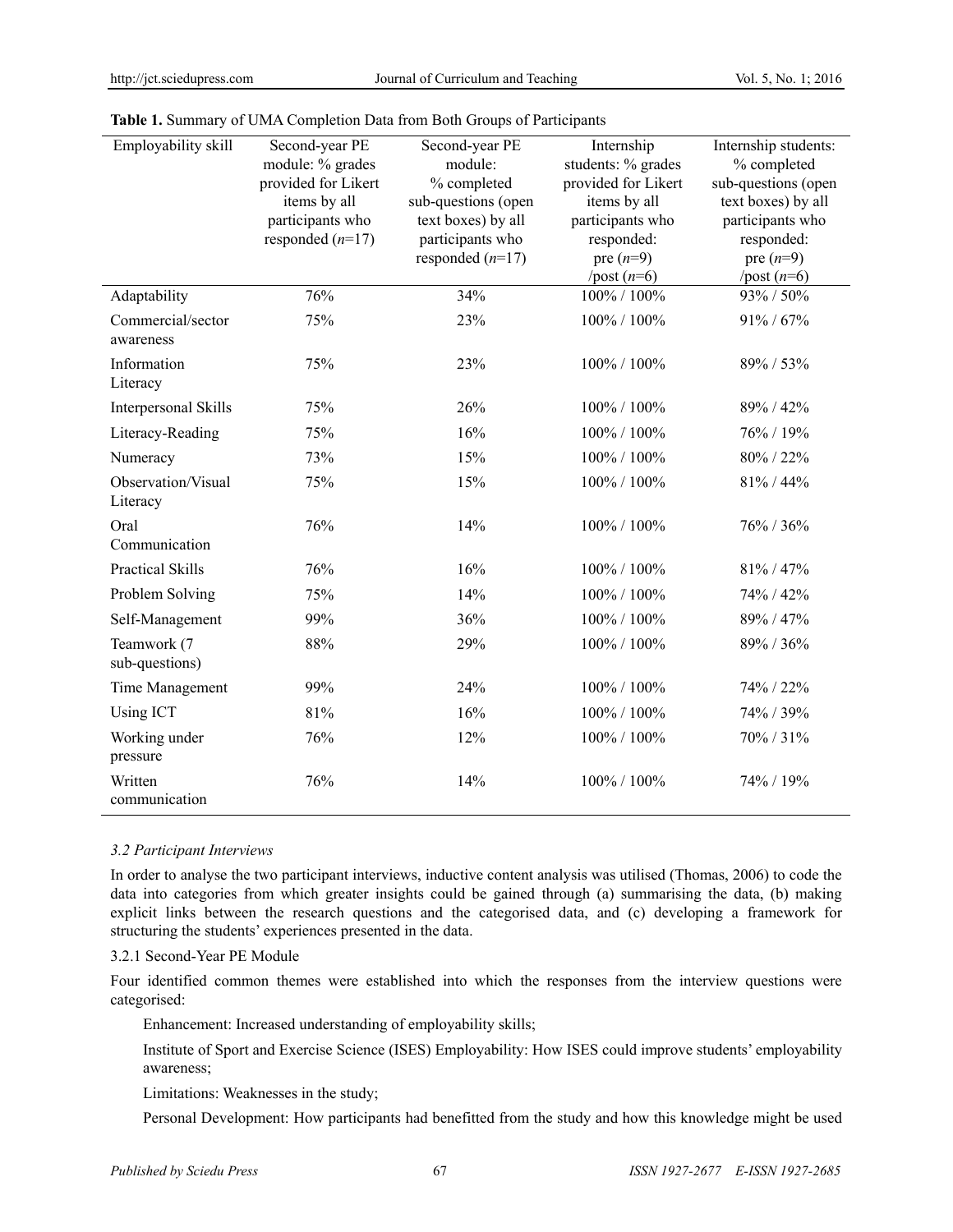**Table 1.** Summary of UMA Completion Data from Both Groups of Participants

| Employability skill | Second-year PE module: % grades provided for Likert items by all participants who responded ($n$=17) | Second-year PE module: % completed sub-questions (open text boxes) by all participants who responded ($n$=17) | Internship students: % grades provided for Likert items by all participants who responded: pre ($n$=9) /post ($n$=6) | Internship students: % completed sub-questions (open text boxes) by all participants who responded: pre ($n$=9) /post ($n$=6) |
|---|---|---|---|---|
| Adaptability | 76% | 34% | 100% / 100% | 93% / 50% |
| Commercial/sector awareness | 75% | 23% | 100% / 100% | 91% / 67% |
| Information Literacy | 75% | 23% | 100% / 100% | 89% / 53% |
| Interpersonal Skills | 75% | 26% | 100% / 100% | 89% / 42% |
| Literacy-Reading | 75% | 16% | 100% / 100% | 76% / 19% |
| Numeracy | 73% | 15% | 100% / 100% | 80% / 22% |
| Observation/Visual Literacy | 75% | 15% | 100% / 100% | 81% / 44% |
| Oral Communication | 76% | 14% | 100% / 100% | 76% / 36% |
| Practical Skills | 76% | 16% | 100% / 100% | 81% / 47% |
| Problem Solving | 75% | 14% | 100% / 100% | 74% / 42% |
| Self-Management | 99% | 36% | 100% / 100% | 89% / 47% |
| Teamwork (7 sub-questions) | 88% | 29% | 100% / 100% | 89% / 36% |
| Time Management | 99% | 24% | 100% / 100% | 74% / 22% |
| Using ICT | 81% | 16% | 100% / 100% | 74% / 39% |
| Working under pressure | 76% | 12% | 100% / 100% | 70% / 31% |
| Written communication | 76% | 14% | 100% / 100% | 74% / 19% |

### *3.2 Participant Interviews*

In order to analyse the two participant interviews, inductive content analysis was utilised (Thomas, 2006) to code the data into categories from which greater insights could be gained through (a) summarising the data, (b) making explicit links between the research questions and the categorised data, and (c) developing a framework for structuring the students' experiences presented in the data.

#### 3.2.1 Second-Year PE Module

Four identified common themes were established into which the responses from the interview questions were categorised:

Enhancement: Increased understanding of employability skills;

Institute of Sport and Exercise Science (ISES) Employability: How ISES could improve students' employability awareness;

Limitations: Weaknesses in the study;

Personal Development: How participants had benefitted from the study and how this knowledge might be used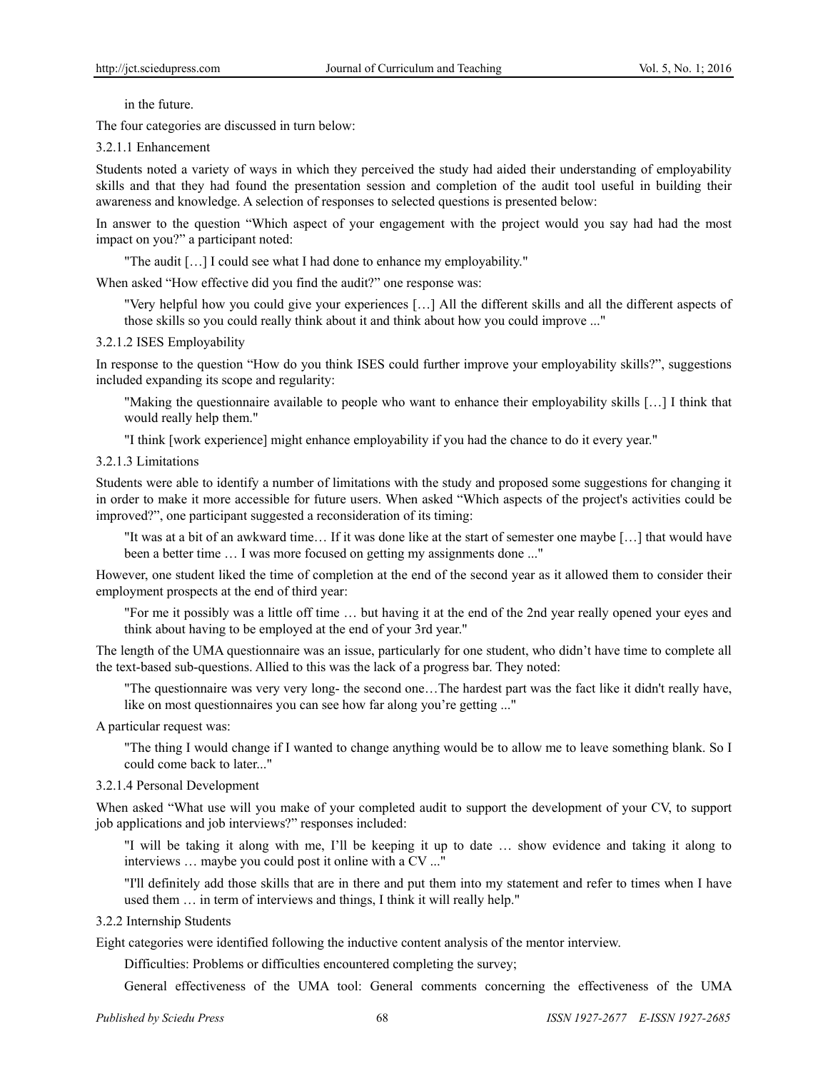in the future.

The four categories are discussed in turn below:

#### 3.2.1.1 Enhancement

Students noted a variety of ways in which they perceived the study had aided their understanding of employability skills and that they had found the presentation session and completion of the audit tool useful in building their awareness and knowledge. A selection of responses to selected questions is presented below:

In answer to the question “Which aspect of your engagement with the project would you say had had the most impact on you?” a participant noted:

> "The audit […] I could see what I had done to enhance my employability."

When asked “How effective did you find the audit?” one response was:

> "Very helpful how you could give your experiences […] All the different skills and all the different aspects of those skills so you could really think about it and think about how you could improve ..."

#### 3.2.1.2 ISES Employability

In response to the question “How do you think ISES could further improve your employability skills?”, suggestions included expanding its scope and regularity:

> "Making the questionnaire available to people who want to enhance their employability skills […] I think that would really help them."

> "I think [work experience] might enhance employability if you had the chance to do it every year."

#### 3.2.1.3 Limitations

Students were able to identify a number of limitations with the study and proposed some suggestions for changing it in order to make it more accessible for future users. When asked “Which aspects of the project's activities could be improved?”, one participant suggested a reconsideration of its timing:

> "It was at a bit of an awkward time… If it was done like at the start of semester one maybe […] that would have been a better time … I was more focused on getting my assignments done ..."

However, one student liked the time of completion at the end of the second year as it allowed them to consider their employment prospects at the end of third year:

> "For me it possibly was a little off time … but having it at the end of the 2nd year really opened your eyes and think about having to be employed at the end of your 3rd year."

The length of the UMA questionnaire was an issue, particularly for one student, who didn’t have time to complete all the text-based sub-questions. Allied to this was the lack of a progress bar. They noted:

> "The questionnaire was very very long- the second one…The hardest part was the fact like it didn't really have, like on most questionnaires you can see how far along you’re getting ..."

A particular request was:

> "The thing I would change if I wanted to change anything would be to allow me to leave something blank. So I could come back to later..."

#### 3.2.1.4 Personal Development

When asked “What use will you make of your completed audit to support the development of your CV, to support job applications and job interviews?” responses included:

> "I will be taking it along with me, I’ll be keeping it up to date … show evidence and taking it along to interviews … maybe you could post it online with a CV ..."

> "I'll definitely add those skills that are in there and put them into my statement and refer to times when I have used them … in term of interviews and things, I think it will really help."

### 3.2.2 Internship Students

Eight categories were identified following the inductive content analysis of the mentor interview.

Difficulties: Problems or difficulties encountered completing the survey;

General effectiveness of the UMA tool: General comments concerning the effectiveness of the UMA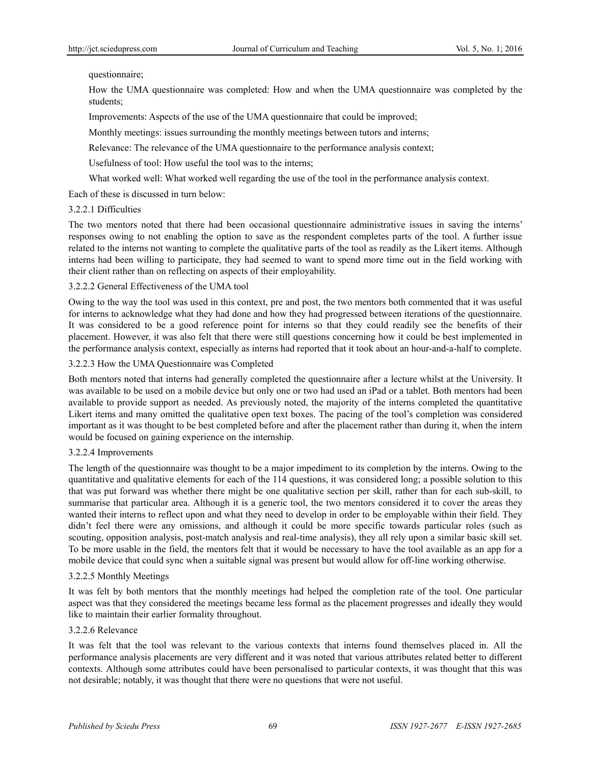questionnaire;

How the UMA questionnaire was completed: How and when the UMA questionnaire was completed by the students;

Improvements: Aspects of the use of the UMA questionnaire that could be improved;

Monthly meetings: issues surrounding the monthly meetings between tutors and interns;

Relevance: The relevance of the UMA questionnaire to the performance analysis context;

Usefulness of tool: How useful the tool was to the interns;

What worked well: What worked well regarding the use of the tool in the performance analysis context.

Each of these is discussed in turn below:

#### 3.2.2.1 Difficulties

The two mentors noted that there had been occasional questionnaire administrative issues in saving the interns' responses owing to not enabling the option to save as the respondent completes parts of the tool. A further issue related to the interns not wanting to complete the qualitative parts of the tool as readily as the Likert items. Although interns had been willing to participate, they had seemed to want to spend more time out in the field working with their client rather than on reflecting on aspects of their employability.

#### 3.2.2.2 General Effectiveness of the UMA tool

Owing to the way the tool was used in this context, pre and post, the two mentors both commented that it was useful for interns to acknowledge what they had done and how they had progressed between iterations of the questionnaire. It was considered to be a good reference point for interns so that they could readily see the benefits of their placement. However, it was also felt that there were still questions concerning how it could be best implemented in the performance analysis context, especially as interns had reported that it took about an hour-and-a-half to complete.

#### 3.2.2.3 How the UMA Questionnaire was Completed

Both mentors noted that interns had generally completed the questionnaire after a lecture whilst at the University. It was available to be used on a mobile device but only one or two had used an iPad or a tablet. Both mentors had been available to provide support as needed. As previously noted, the majority of the interns completed the quantitative Likert items and many omitted the qualitative open text boxes. The pacing of the tool's completion was considered important as it was thought to be best completed before and after the placement rather than during it, when the intern would be focused on gaining experience on the internship.

#### 3.2.2.4 Improvements

The length of the questionnaire was thought to be a major impediment to its completion by the interns. Owing to the quantitative and qualitative elements for each of the 114 questions, it was considered long; a possible solution to this that was put forward was whether there might be one qualitative section per skill, rather than for each sub-skill, to summarise that particular area. Although it is a generic tool, the two mentors considered it to cover the areas they wanted their interns to reflect upon and what they need to develop in order to be employable within their field. They didn't feel there were any omissions, and although it could be more specific towards particular roles (such as scouting, opposition analysis, post-match analysis and real-time analysis), they all rely upon a similar basic skill set. To be more usable in the field, the mentors felt that it would be necessary to have the tool available as an app for a mobile device that could sync when a suitable signal was present but would allow for off-line working otherwise.

#### 3.2.2.5 Monthly Meetings

It was felt by both mentors that the monthly meetings had helped the completion rate of the tool. One particular aspect was that they considered the meetings became less formal as the placement progresses and ideally they would like to maintain their earlier formality throughout.

#### 3.2.2.6 Relevance

It was felt that the tool was relevant to the various contexts that interns found themselves placed in. All the performance analysis placements are very different and it was noted that various attributes related better to different contexts. Although some attributes could have been personalised to particular contexts, it was thought that this was not desirable; notably, it was thought that there were no questions that were not useful.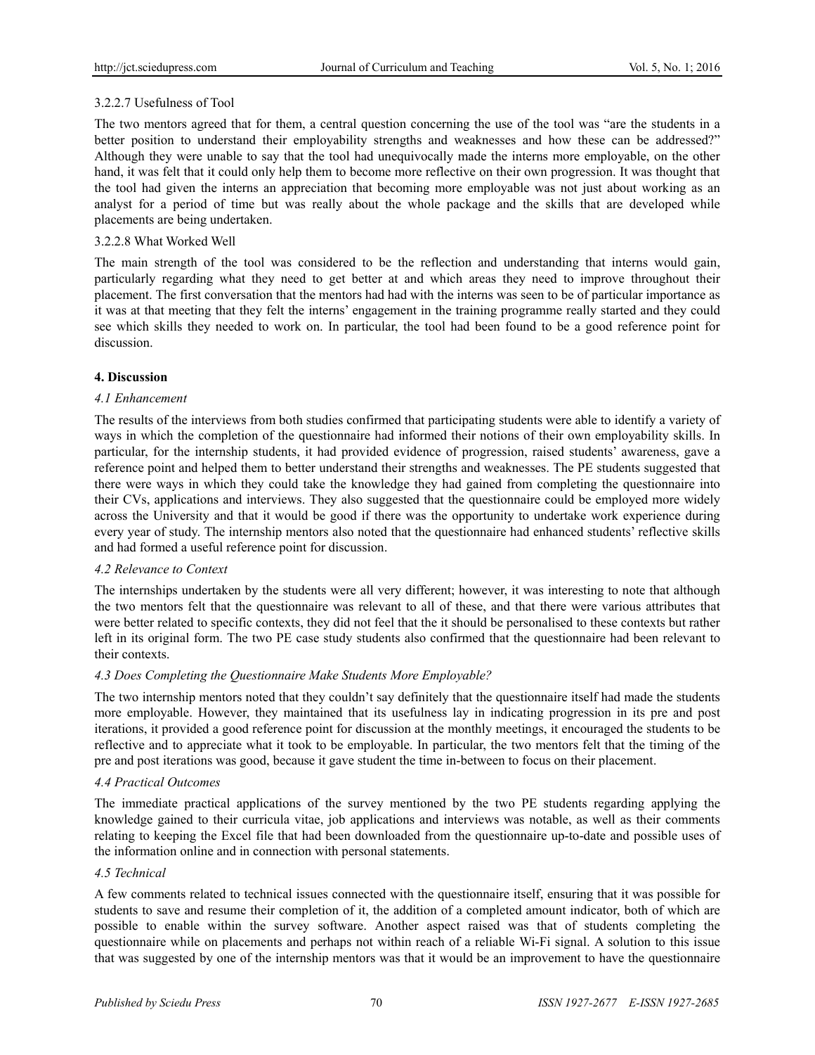3.2.2.7 Usefulness of Tool

The two mentors agreed that for them, a central question concerning the use of the tool was "are the students in a better position to understand their employability strengths and weaknesses and how these can be addressed?" Although they were unable to say that the tool had unequivocally made the interns more employable, on the other hand, it was felt that it could only help them to become more reflective on their own progression. It was thought that the tool had given the interns an appreciation that becoming more employable was not just about working as an analyst for a period of time but was really about the whole package and the skills that are developed while placements are being undertaken.

3.2.2.8 What Worked Well

The main strength of the tool was considered to be the reflection and understanding that interns would gain, particularly regarding what they need to get better at and which areas they need to improve throughout their placement. The first conversation that the mentors had had with the interns was seen to be of particular importance as it was at that meeting that they felt the interns' engagement in the training programme really started and they could see which skills they needed to work on. In particular, the tool had been found to be a good reference point for discussion.

## 4. Discussion

### *4.1 Enhancement*

The results of the interviews from both studies confirmed that participating students were able to identify a variety of ways in which the completion of the questionnaire had informed their notions of their own employability skills. In particular, for the internship students, it had provided evidence of progression, raised students' awareness, gave a reference point and helped them to better understand their strengths and weaknesses. The PE students suggested that there were ways in which they could take the knowledge they had gained from completing the questionnaire into their CVs, applications and interviews. They also suggested that the questionnaire could be employed more widely across the University and that it would be good if there was the opportunity to undertake work experience during every year of study. The internship mentors also noted that the questionnaire had enhanced students' reflective skills and had formed a useful reference point for discussion.

### *4.2 Relevance to Context*

The internships undertaken by the students were all very different; however, it was interesting to note that although the two mentors felt that the questionnaire was relevant to all of these, and that there were various attributes that were better related to specific contexts, they did not feel that the it should be personalised to these contexts but rather left in its original form. The two PE case study students also confirmed that the questionnaire had been relevant to their contexts.

### *4.3 Does Completing the Questionnaire Make Students More Employable?*

The two internship mentors noted that they couldn't say definitely that the questionnaire itself had made the students more employable. However, they maintained that its usefulness lay in indicating progression in its pre and post iterations, it provided a good reference point for discussion at the monthly meetings, it encouraged the students to be reflective and to appreciate what it took to be employable. In particular, the two mentors felt that the timing of the pre and post iterations was good, because it gave student the time in-between to focus on their placement.

### *4.4 Practical Outcomes*

The immediate practical applications of the survey mentioned by the two PE students regarding applying the knowledge gained to their curricula vitae, job applications and interviews was notable, as well as their comments relating to keeping the Excel file that had been downloaded from the questionnaire up-to-date and possible uses of the information online and in connection with personal statements.

### *4.5 Technical*

A few comments related to technical issues connected with the questionnaire itself, ensuring that it was possible for students to save and resume their completion of it, the addition of a completed amount indicator, both of which are possible to enable within the survey software. Another aspect raised was that of students completing the questionnaire while on placements and perhaps not within reach of a reliable Wi-Fi signal. A solution to this issue that was suggested by one of the internship mentors was that it would be an improvement to have the questionnaire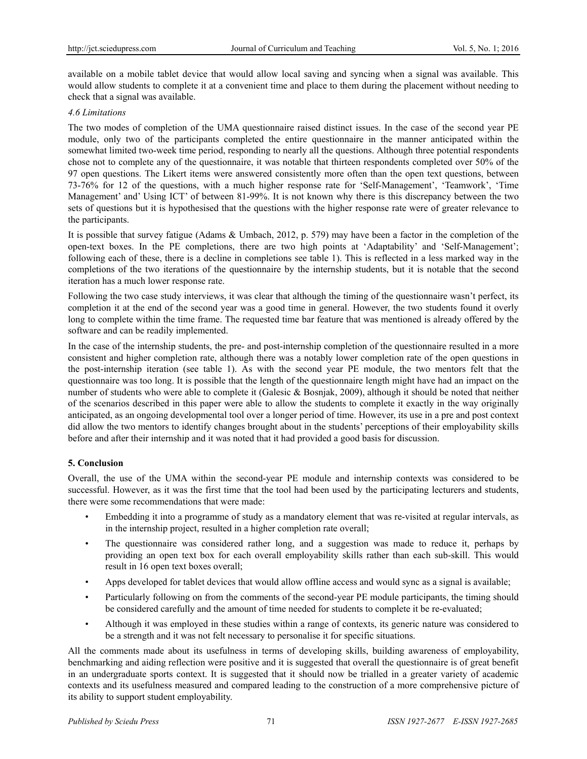available on a mobile tablet device that would allow local saving and syncing when a signal was available. This would allow students to complete it at a convenient time and place to them during the placement without needing to check that a signal was available.

### *4.6 Limitations*

The two modes of completion of the UMA questionnaire raised distinct issues. In the case of the second year PE module, only two of the participants completed the entire questionnaire in the manner anticipated within the somewhat limited two-week time period, responding to nearly all the questions. Although three potential respondents chose not to complete any of the questionnaire, it was notable that thirteen respondents completed over 50% of the 97 open questions. The Likert items were answered consistently more often than the open text questions, between 73-76% for 12 of the questions, with a much higher response rate for 'Self-Management', 'Teamwork', 'Time Management' and' Using ICT' of between 81-99%. It is not known why there is this discrepancy between the two sets of questions but it is hypothesised that the questions with the higher response rate were of greater relevance to the participants.

It is possible that survey fatigue (Adams & Umbach, 2012, p. 579) may have been a factor in the completion of the open-text boxes. In the PE completions, there are two high points at 'Adaptability' and 'Self-Management'; following each of these, there is a decline in completions see table 1). This is reflected in a less marked way in the completions of the two iterations of the questionnaire by the internship students, but it is notable that the second iteration has a much lower response rate.

Following the two case study interviews, it was clear that although the timing of the questionnaire wasn't perfect, its completion it at the end of the second year was a good time in general. However, the two students found it overly long to complete within the time frame. The requested time bar feature that was mentioned is already offered by the software and can be readily implemented.

In the case of the internship students, the pre- and post-internship completion of the questionnaire resulted in a more consistent and higher completion rate, although there was a notably lower completion rate of the open questions in the post-internship iteration (see table 1). As with the second year PE module, the two mentors felt that the questionnaire was too long. It is possible that the length of the questionnaire length might have had an impact on the number of students who were able to complete it (Galesic & Bosnjak, 2009), although it should be noted that neither of the scenarios described in this paper were able to allow the students to complete it exactly in the way originally anticipated, as an ongoing developmental tool over a longer period of time. However, its use in a pre and post context did allow the two mentors to identify changes brought about in the students' perceptions of their employability skills before and after their internship and it was noted that it had provided a good basis for discussion.

## 5. Conclusion

Overall, the use of the UMA within the second-year PE module and internship contexts was considered to be successful. However, as it was the first time that the tool had been used by the participating lecturers and students, there were some recommendations that were made:

- Embedding it into a programme of study as a mandatory element that was re-visited at regular intervals, as in the internship project, resulted in a higher completion rate overall;
- The questionnaire was considered rather long, and a suggestion was made to reduce it, perhaps by providing an open text box for each overall employability skills rather than each sub-skill. This would result in 16 open text boxes overall;
- Apps developed for tablet devices that would allow offline access and would sync as a signal is available;
- Particularly following on from the comments of the second-year PE module participants, the timing should be considered carefully and the amount of time needed for students to complete it be re-evaluated;
- Although it was employed in these studies within a range of contexts, its generic nature was considered to be a strength and it was not felt necessary to personalise it for specific situations.

All the comments made about its usefulness in terms of developing skills, building awareness of employability, benchmarking and aiding reflection were positive and it is suggested that overall the questionnaire is of great benefit in an undergraduate sports context. It is suggested that it should now be trialled in a greater variety of academic contexts and its usefulness measured and compared leading to the construction of a more comprehensive picture of its ability to support student employability.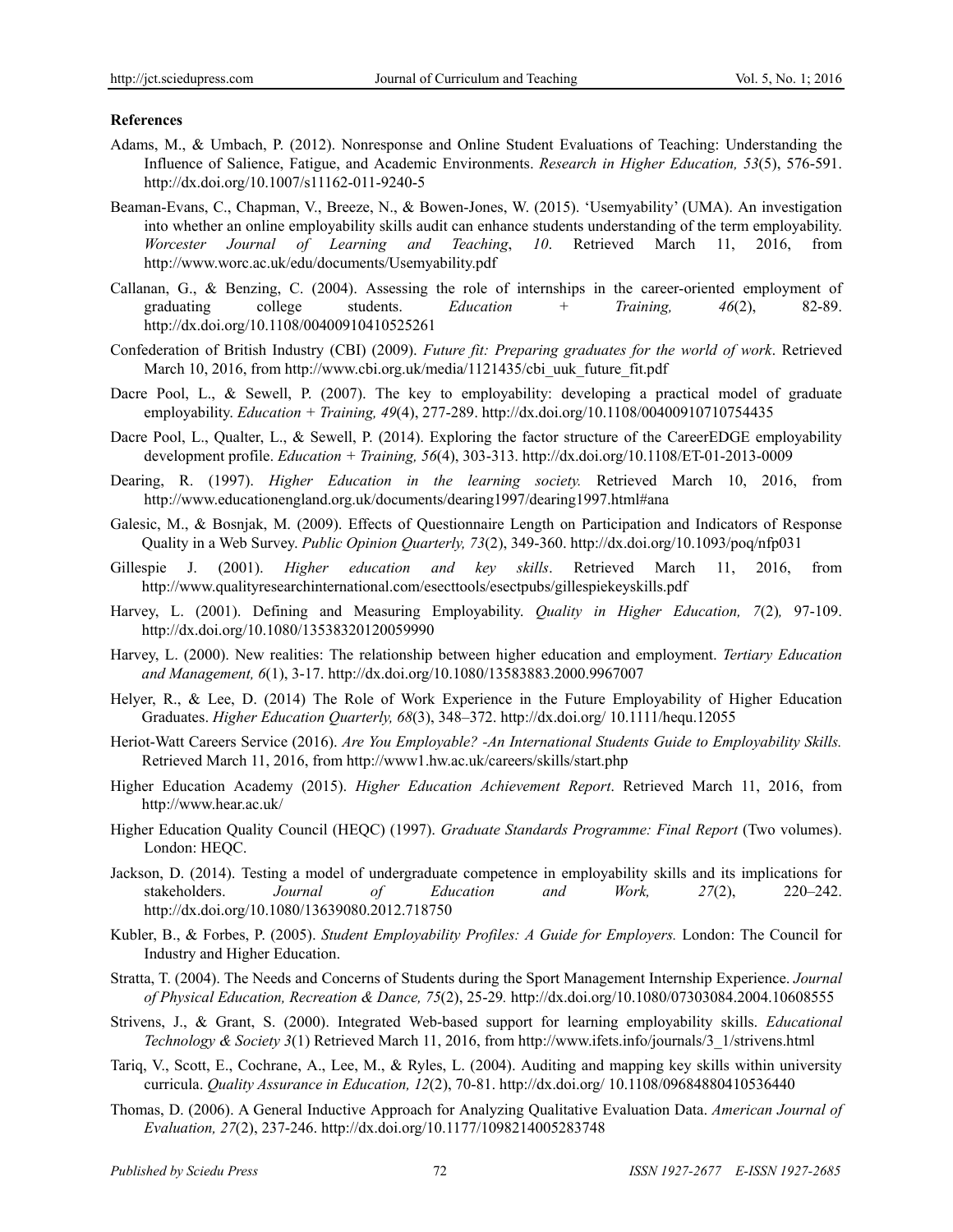**References**

Adams, M., & Umbach, P. (2012). Nonresponse and Online Student Evaluations of Teaching: Understanding the Influence of Salience, Fatigue, and Academic Environments. *Research in Higher Education, 53*(5), 576-591. http://dx.doi.org/10.1007/s11162-011-9240-5

Beaman-Evans, C., Chapman, V., Breeze, N., & Bowen-Jones, W. (2015). 'Usemyability' (UMA). An investigation into whether an online employability skills audit can enhance students understanding of the term employability. *Worcester Journal of Learning and Teaching*, *10*. Retrieved March 11, 2016, from http://www.worc.ac.uk/edu/documents/Usemyability.pdf

Callanan, G., & Benzing, C. (2004). Assessing the role of internships in the career-oriented employment of graduating college students. *Education + Training, 46*(2), 82-89. http://dx.doi.org/10.1108/00400910410525261

Confederation of British Industry (CBI) (2009). *Future fit: Preparing graduates for the world of work*. Retrieved March 10, 2016, from http://www.cbi.org.uk/media/1121435/cbi_uuk_future_fit.pdf

Dacre Pool, L., & Sewell, P. (2007). The key to employability: developing a practical model of graduate employability. *Education + Training, 49*(4), 277-289. http://dx.doi.org/10.1108/00400910710754435

Dacre Pool, L., Qualter, L., & Sewell, P. (2014). Exploring the factor structure of the CareerEDGE employability development profile. *Education + Training, 56*(4), 303-313. http://dx.doi.org/10.1108/ET-01-2013-0009

Dearing, R. (1997). *Higher Education in the learning society.* Retrieved March 10, 2016, from http://www.educationengland.org.uk/documents/dearing1997/dearing1997.html#ana

Galesic, M., & Bosnjak, M. (2009). Effects of Questionnaire Length on Participation and Indicators of Response Quality in a Web Survey. *Public Opinion Quarterly, 73*(2), 349-360. http://dx.doi.org/10.1093/poq/nfp031

Gillespie J. (2001). *Higher education and key skills*. Retrieved March 11, 2016, from http://www.qualityresearchinternational.com/esecttools/esectpubs/gillespiekeyskills.pdf

Harvey, L. (2001). Defining and Measuring Employability. *Quality in Higher Education, 7*(2)*,* 97-109. http://dx.doi.org/10.1080/13538320120059990

Harvey, L. (2000). New realities: The relationship between higher education and employment. *Tertiary Education and Management, 6*(1), 3-17. http://dx.doi.org/10.1080/13583883.2000.9967007

Helyer, R., & Lee, D. (2014) The Role of Work Experience in the Future Employability of Higher Education Graduates. *Higher Education Quarterly, 68*(3), 348–372. http://dx.doi.org/ 10.1111/hequ.12055

Heriot-Watt Careers Service (2016). *Are You Employable? -An International Students Guide to Employability Skills.* Retrieved March 11, 2016, from http://www1.hw.ac.uk/careers/skills/start.php

Higher Education Academy (2015). *Higher Education Achievement Report*. Retrieved March 11, 2016, from http://www.hear.ac.uk/

Higher Education Quality Council (HEQC) (1997). *Graduate Standards Programme: Final Report* (Two volumes). London: HEQC.

Jackson, D. (2014). Testing a model of undergraduate competence in employability skills and its implications for stakeholders. *Journal of Education and Work, 27*(2), 220–242. http://dx.doi.org/10.1080/13639080.2012.718750

Kubler, B., & Forbes, P. (2005). *Student Employability Profiles: A Guide for Employers.* London: The Council for Industry and Higher Education.

Stratta, T. (2004). The Needs and Concerns of Students during the Sport Management Internship Experience. *Journal of Physical Education, Recreation & Dance, 75*(2), 25-29*.* http://dx.doi.org/10.1080/07303084.2004.10608555

Strivens, J., & Grant, S. (2000). Integrated Web-based support for learning employability skills. *Educational Technology & Society 3*(1) Retrieved March 11, 2016, from http://www.ifets.info/journals/3_1/strivens.html

Tariq, V., Scott, E., Cochrane, A., Lee, M., & Ryles, L. (2004). Auditing and mapping key skills within university curricula. *Quality Assurance in Education, 12*(2), 70-81. http://dx.doi.org/ 10.1108/09684880410536440

Thomas, D. (2006). A General Inductive Approach for Analyzing Qualitative Evaluation Data. *American Journal of Evaluation, 27*(2), 237-246. http://dx.doi.org/10.1177/1098214005283748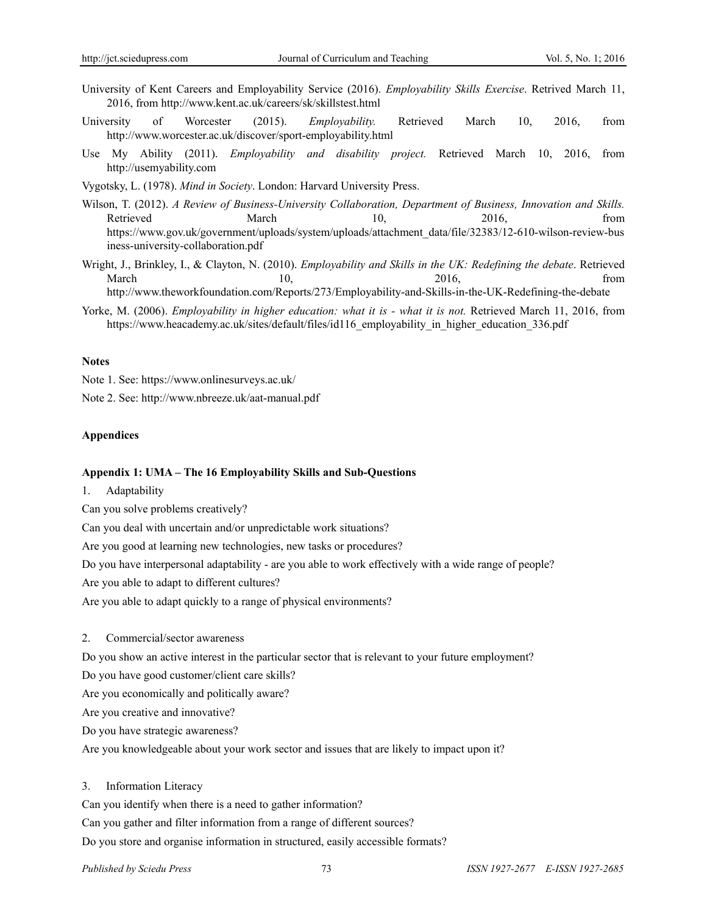University of Kent Careers and Employability Service (2016). *Employability Skills Exercise*. Retrived March 11, 2016, from http://www.kent.ac.uk/careers/sk/skillstest.html

University of Worcester (2015). *Employability.* Retrieved March 10, 2016, from http://www.worcester.ac.uk/discover/sport-employability.html

Use My Ability (2011). *Employability and disability project.* Retrieved March 10, 2016, from http://usemyability.com

Vygotsky, L. (1978). *Mind in Society*. London: Harvard University Press.

Wilson, T. (2012). *A Review of Business-University Collaboration, Department of Business, Innovation and Skills.* Retrieved March 10, 2016, from https://www.gov.uk/government/uploads/system/uploads/attachment_data/file/32383/12-610-wilson-review-business-university-collaboration.pdf

Wright, J., Brinkley, I., & Clayton, N. (2010). *Employability and Skills in the UK: Redefining the debate*. Retrieved March 10, 2016, from http://www.theworkfoundation.com/Reports/273/Employability-and-Skills-in-the-UK-Redefining-the-debate

Yorke, M. (2006). *Employability in higher education: what it is - what it is not.* Retrieved March 11, 2016, from https://www.heacademy.ac.uk/sites/default/files/id116_employability_in_higher_education_336.pdf

**Notes**

Note 1. See: https://www.onlinesurveys.ac.uk/

Note 2. See: http://www.nbreeze.uk/aat-manual.pdf

**Appendices**

**Appendix 1: UMA – The 16 Employability Skills and Sub-Questions**

1. Adaptability

Can you solve problems creatively?

Can you deal with uncertain and/or unpredictable work situations?

Are you good at learning new technologies, new tasks or procedures?

Do you have interpersonal adaptability - are you able to work effectively with a wide range of people?

Are you able to adapt to different cultures?

Are you able to adapt quickly to a range of physical environments?

2. Commercial/sector awareness

Do you show an active interest in the particular sector that is relevant to your future employment?

Do you have good customer/client care skills?

Are you economically and politically aware?

Are you creative and innovative?

Do you have strategic awareness?

Are you knowledgeable about your work sector and issues that are likely to impact upon it?

3. Information Literacy

Can you identify when there is a need to gather information?

Can you gather and filter information from a range of different sources?

Do you store and organise information in structured, easily accessible formats?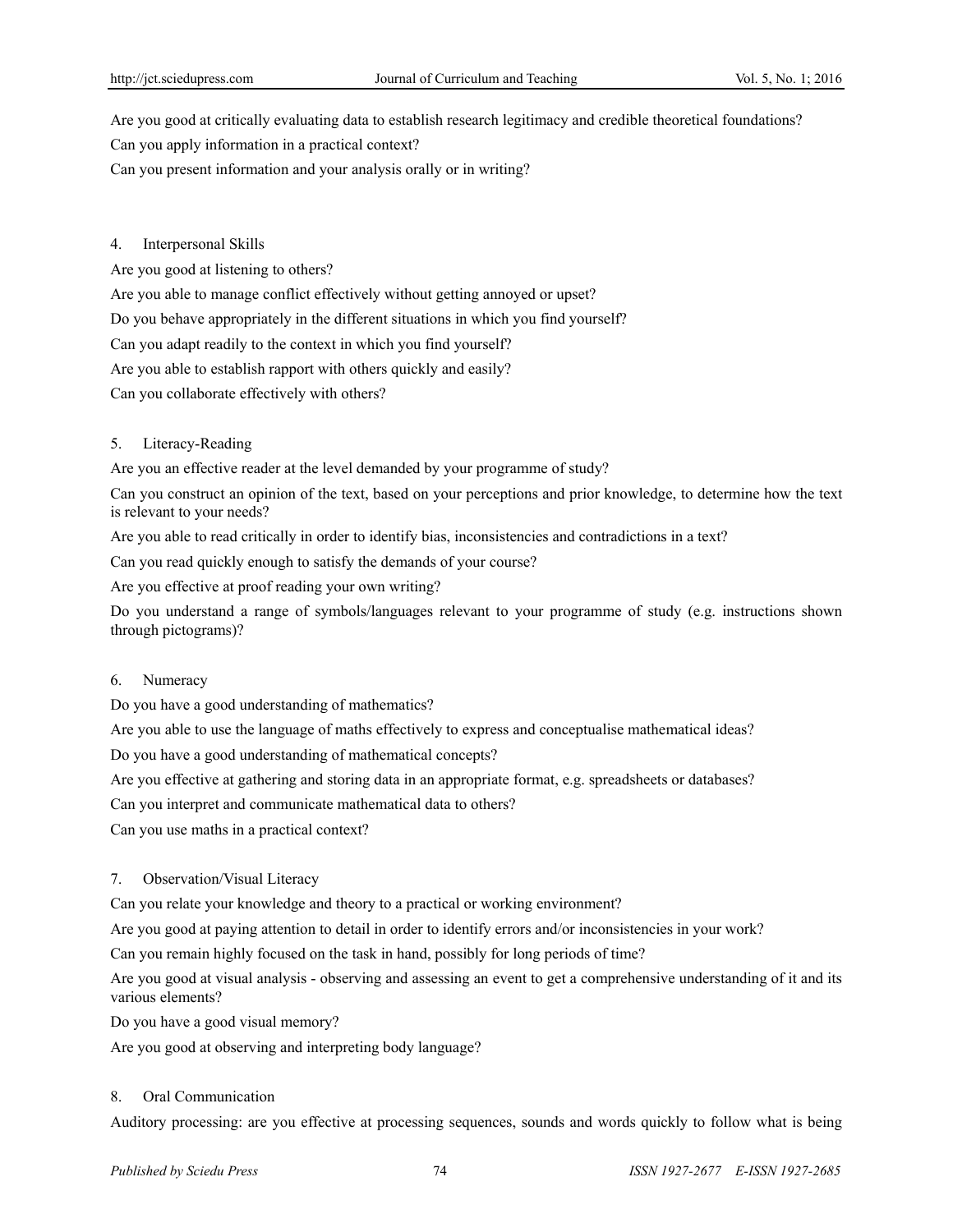Are you good at critically evaluating data to establish research legitimacy and credible theoretical foundations?

Can you apply information in a practical context?

Can you present information and your analysis orally or in writing?

4. Interpersonal Skills

Are you good at listening to others?

Are you able to manage conflict effectively without getting annoyed or upset?

Do you behave appropriately in the different situations in which you find yourself?

Can you adapt readily to the context in which you find yourself?

Are you able to establish rapport with others quickly and easily?

Can you collaborate effectively with others?

5. Literacy-Reading

Are you an effective reader at the level demanded by your programme of study?

Can you construct an opinion of the text, based on your perceptions and prior knowledge, to determine how the text is relevant to your needs?

Are you able to read critically in order to identify bias, inconsistencies and contradictions in a text?

Can you read quickly enough to satisfy the demands of your course?

Are you effective at proof reading your own writing?

Do you understand a range of symbols/languages relevant to your programme of study (e.g. instructions shown through pictograms)?

6. Numeracy

Do you have a good understanding of mathematics?

Are you able to use the language of maths effectively to express and conceptualise mathematical ideas?

Do you have a good understanding of mathematical concepts?

Are you effective at gathering and storing data in an appropriate format, e.g. spreadsheets or databases?

Can you interpret and communicate mathematical data to others?

Can you use maths in a practical context?

7. Observation/Visual Literacy

Can you relate your knowledge and theory to a practical or working environment?

Are you good at paying attention to detail in order to identify errors and/or inconsistencies in your work?

Can you remain highly focused on the task in hand, possibly for long periods of time?

Are you good at visual analysis - observing and assessing an event to get a comprehensive understanding of it and its various elements?

Do you have a good visual memory?

Are you good at observing and interpreting body language?

8. Oral Communication

Auditory processing: are you effective at processing sequences, sounds and words quickly to follow what is being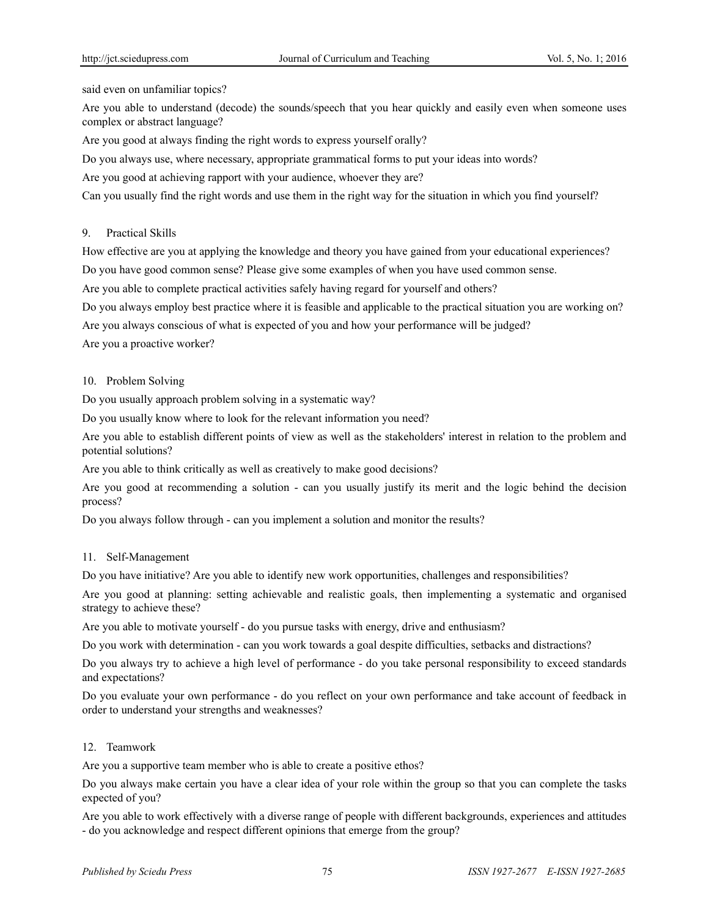said even on unfamiliar topics?

Are you able to understand (decode) the sounds/speech that you hear quickly and easily even when someone uses complex or abstract language?

Are you good at always finding the right words to express yourself orally?

Do you always use, where necessary, appropriate grammatical forms to put your ideas into words?

Are you good at achieving rapport with your audience, whoever they are?

Can you usually find the right words and use them in the right way for the situation in which you find yourself?

9. Practical Skills

How effective are you at applying the knowledge and theory you have gained from your educational experiences?

Do you have good common sense? Please give some examples of when you have used common sense.

Are you able to complete practical activities safely having regard for yourself and others?

Do you always employ best practice where it is feasible and applicable to the practical situation you are working on?

Are you always conscious of what is expected of you and how your performance will be judged?

Are you a proactive worker?

10. Problem Solving

Do you usually approach problem solving in a systematic way?

Do you usually know where to look for the relevant information you need?

Are you able to establish different points of view as well as the stakeholders' interest in relation to the problem and potential solutions?

Are you able to think critically as well as creatively to make good decisions?

Are you good at recommending a solution - can you usually justify its merit and the logic behind the decision process?

Do you always follow through - can you implement a solution and monitor the results?

11. Self-Management

Do you have initiative? Are you able to identify new work opportunities, challenges and responsibilities?

Are you good at planning: setting achievable and realistic goals, then implementing a systematic and organised strategy to achieve these?

Are you able to motivate yourself - do you pursue tasks with energy, drive and enthusiasm?

Do you work with determination - can you work towards a goal despite difficulties, setbacks and distractions?

Do you always try to achieve a high level of performance - do you take personal responsibility to exceed standards and expectations?

Do you evaluate your own performance - do you reflect on your own performance and take account of feedback in order to understand your strengths and weaknesses?

12. Teamwork

Are you a supportive team member who is able to create a positive ethos?

Do you always make certain you have a clear idea of your role within the group so that you can complete the tasks expected of you?

Are you able to work effectively with a diverse range of people with different backgrounds, experiences and attitudes - do you acknowledge and respect different opinions that emerge from the group?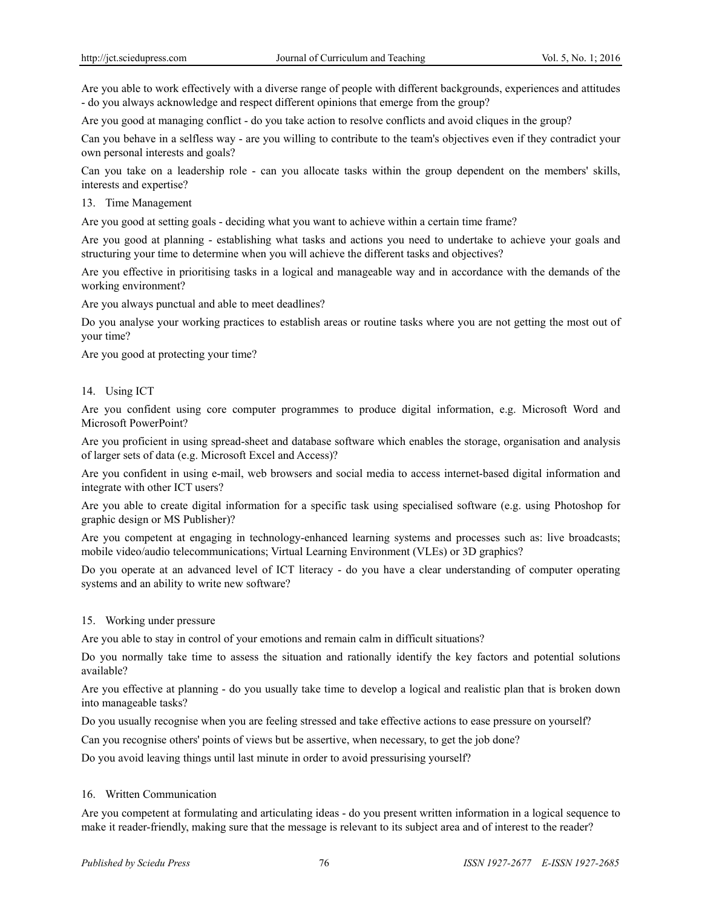Are you able to work effectively with a diverse range of people with different backgrounds, experiences and attitudes - do you always acknowledge and respect different opinions that emerge from the group?

Are you good at managing conflict - do you take action to resolve conflicts and avoid cliques in the group?

Can you behave in a selfless way - are you willing to contribute to the team's objectives even if they contradict your own personal interests and goals?

Can you take on a leadership role - can you allocate tasks within the group dependent on the members' skills, interests and expertise?

13. Time Management

Are you good at setting goals - deciding what you want to achieve within a certain time frame?

Are you good at planning - establishing what tasks and actions you need to undertake to achieve your goals and structuring your time to determine when you will achieve the different tasks and objectives?

Are you effective in prioritising tasks in a logical and manageable way and in accordance with the demands of the working environment?

Are you always punctual and able to meet deadlines?

Do you analyse your working practices to establish areas or routine tasks where you are not getting the most out of your time?

Are you good at protecting your time?

14. Using ICT

Are you confident using core computer programmes to produce digital information, e.g. Microsoft Word and Microsoft PowerPoint?

Are you proficient in using spread-sheet and database software which enables the storage, organisation and analysis of larger sets of data (e.g. Microsoft Excel and Access)?

Are you confident in using e-mail, web browsers and social media to access internet-based digital information and integrate with other ICT users?

Are you able to create digital information for a specific task using specialised software (e.g. using Photoshop for graphic design or MS Publisher)?

Are you competent at engaging in technology-enhanced learning systems and processes such as: live broadcasts; mobile video/audio telecommunications; Virtual Learning Environment (VLEs) or 3D graphics?

Do you operate at an advanced level of ICT literacy - do you have a clear understanding of computer operating systems and an ability to write new software?

15. Working under pressure

Are you able to stay in control of your emotions and remain calm in difficult situations?

Do you normally take time to assess the situation and rationally identify the key factors and potential solutions available?

Are you effective at planning - do you usually take time to develop a logical and realistic plan that is broken down into manageable tasks?

Do you usually recognise when you are feeling stressed and take effective actions to ease pressure on yourself?

Can you recognise others' points of views but be assertive, when necessary, to get the job done?

Do you avoid leaving things until last minute in order to avoid pressurising yourself?

16. Written Communication

Are you competent at formulating and articulating ideas - do you present written information in a logical sequence to make it reader-friendly, making sure that the message is relevant to its subject area and of interest to the reader?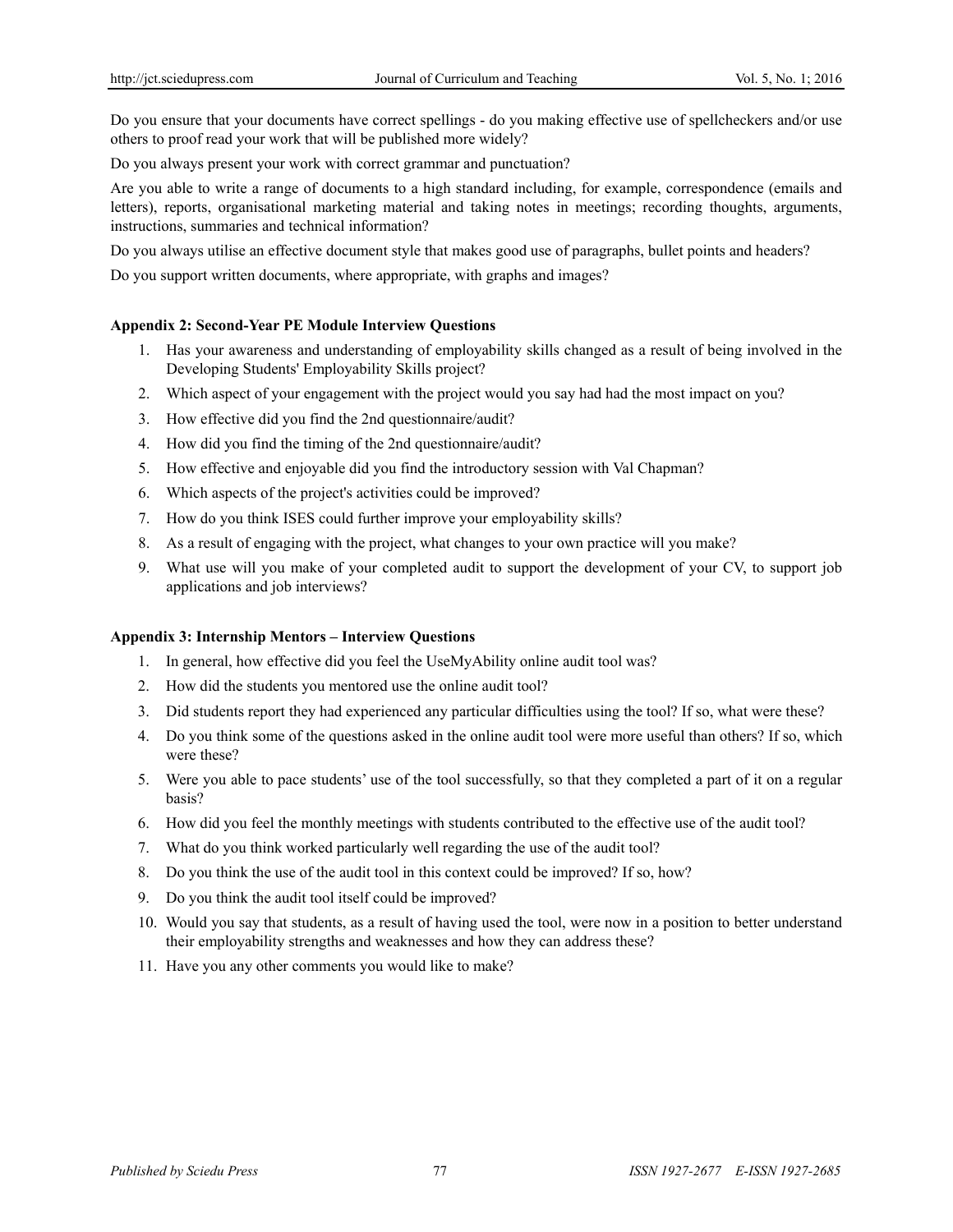Do you ensure that your documents have correct spellings - do you making effective use of spellcheckers and/or use others to proof read your work that will be published more widely?

Do you always present your work with correct grammar and punctuation?

Are you able to write a range of documents to a high standard including, for example, correspondence (emails and letters), reports, organisational marketing material and taking notes in meetings; recording thoughts, arguments, instructions, summaries and technical information?

Do you always utilise an effective document style that makes good use of paragraphs, bullet points and headers?

Do you support written documents, where appropriate, with graphs and images?

**Appendix 2: Second-Year PE Module Interview Questions**

1. Has your awareness and understanding of employability skills changed as a result of being involved in the Developing Students' Employability Skills project?
2. Which aspect of your engagement with the project would you say had had the most impact on you?
3. How effective did you find the 2nd questionnaire/audit?
4. How did you find the timing of the 2nd questionnaire/audit?
5. How effective and enjoyable did you find the introductory session with Val Chapman?
6. Which aspects of the project's activities could be improved?
7. How do you think ISES could further improve your employability skills?
8. As a result of engaging with the project, what changes to your own practice will you make?
9. What use will you make of your completed audit to support the development of your CV, to support job applications and job interviews?

**Appendix 3: Internship Mentors – Interview Questions**

1. In general, how effective did you feel the UseMyAbility online audit tool was?
2. How did the students you mentored use the online audit tool?
3. Did students report they had experienced any particular difficulties using the tool? If so, what were these?
4. Do you think some of the questions asked in the online audit tool were more useful than others? If so, which were these?
5. Were you able to pace students' use of the tool successfully, so that they completed a part of it on a regular basis?
6. How did you feel the monthly meetings with students contributed to the effective use of the audit tool?
7. What do you think worked particularly well regarding the use of the audit tool?
8. Do you think the use of the audit tool in this context could be improved? If so, how?
9. Do you think the audit tool itself could be improved?
10. Would you say that students, as a result of having used the tool, were now in a position to better understand their employability strengths and weaknesses and how they can address these?
11. Have you any other comments you would like to make?